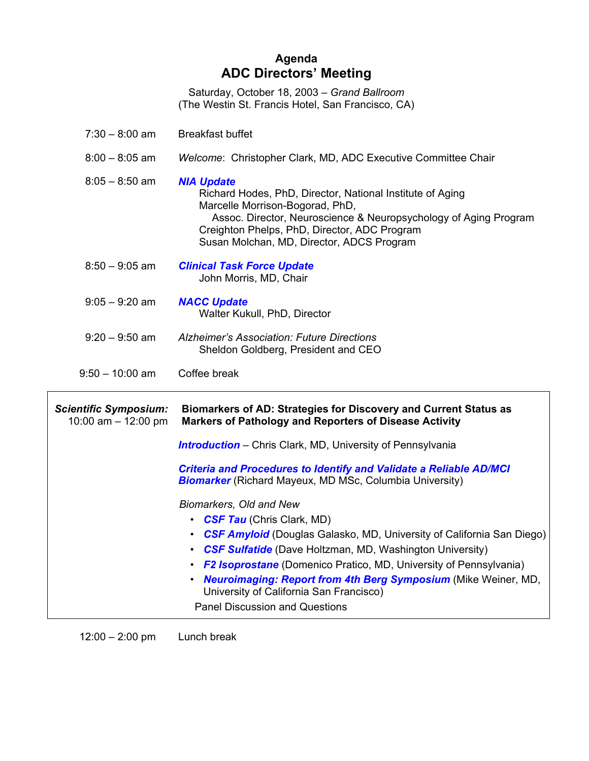# Agenda
# ADC Directors' Meeting

Saturday, October 18, 2003 – *Grand Ballroom*
(The Westin St. Francis Hotel, San Francisco, CA)

7:30 – 8:00 am Breakfast buffet

8:00 – 8:05 am *Welcome*: Christopher Clark, MD, ADC Executive Committee Chair

8:05 – 8:50 am ***NIA Update***
Richard Hodes, PhD, Director, National Institute of Aging
Marcelle Morrison-Bogorad, PhD,
Assoc. Director, Neuroscience & Neuropsychology of Aging Program
Creighton Phelps, PhD, Director, ADC Program
Susan Molchan, MD, Director, ADCS Program

8:50 – 9:05 am ***Clinical Task Force Update***
John Morris, MD, Chair

9:05 – 9:20 am ***NACC Update***
Walter Kukull, PhD, Director

9:20 – 9:50 am *Alzheimer's Association: Future Directions*
Sheldon Goldberg, President and CEO

9:50 – 10:00 am Coffee break

***Scientific Symposium:*** 10:00 am – 12:00 pm

**Biomarkers of AD: Strategies for Discovery and Current Status as Markers of Pathology and Reporters of Disease Activity**

***Introduction*** – Chris Clark, MD, University of Pennsylvania

***Criteria and Procedures to Identify and Validate a Reliable AD/MCI Biomarker*** (Richard Mayeux, MD MSc, Columbia University)

*Biomarkers, Old and New*

- ***CSF Tau*** (Chris Clark, MD)
- ***CSF Amyloid*** (Douglas Galasko, MD, University of California San Diego)
- ***CSF Sulfatide*** (Dave Holtzman, MD, Washington University)
- ***F2 Isoprostane*** (Domenico Pratico, MD, University of Pennsylvania)
- ***Neuroimaging: Report from 4th Berg Symposium*** (Mike Weiner, MD, University of California San Francisco)

Panel Discussion and Questions

12:00 – 2:00 pm Lunch break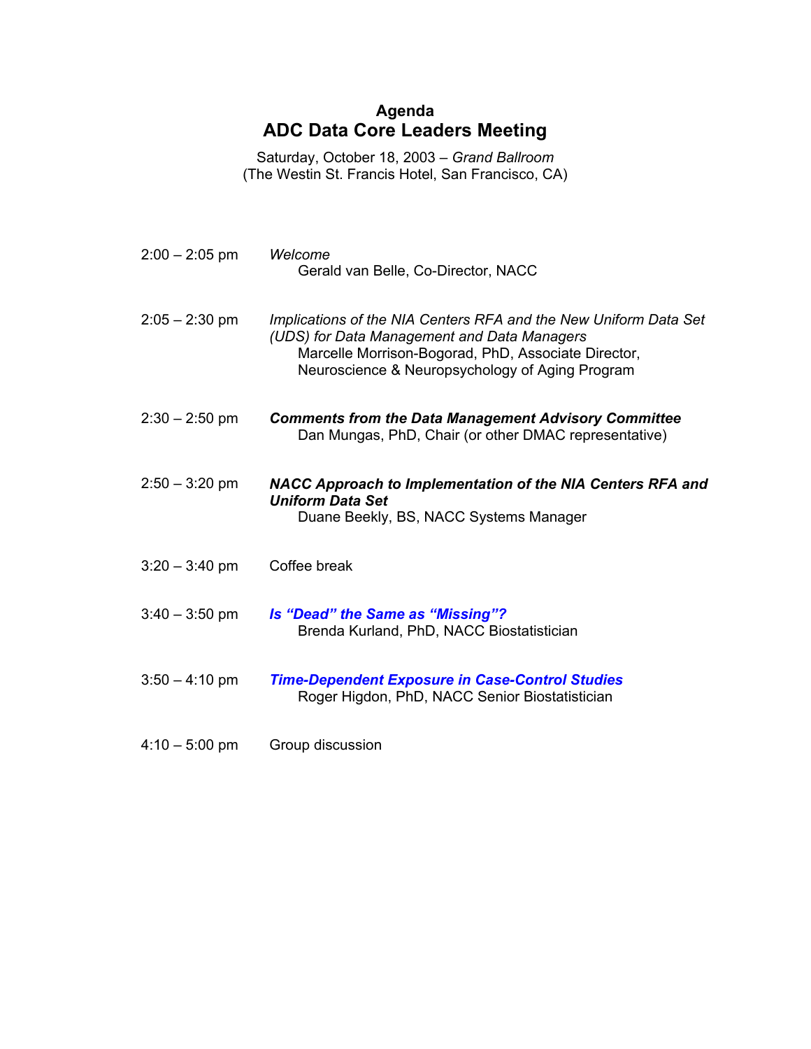**Agenda**

# ADC Data Core Leaders Meeting

Saturday, October 18, 2003 – *Grand Ballroom*
(The Westin St. Francis Hotel, San Francisco, CA)

| | |
|---|---|
| 2:00 – 2:05 pm | *Welcome*<br>Gerald van Belle, Co-Director, NACC |
| 2:05 – 2:30 pm | *Implications of the NIA Centers RFA and the New Uniform Data Set (UDS) for Data Management and Data Managers*<br>Marcelle Morrison-Bogorad, PhD, Associate Director, Neuroscience & Neuropsychology of Aging Program |
| 2:30 – 2:50 pm | ***Comments from the Data Management Advisory Committee***<br>Dan Mungas, PhD, Chair (or other DMAC representative) |
| 2:50 – 3:20 pm | ***NACC Approach to Implementation of the NIA Centers RFA and Uniform Data Set***<br>Duane Beekly, BS, NACC Systems Manager |
| 3:20 – 3:40 pm | Coffee break |
| 3:40 – 3:50 pm | ***Is "Dead" the Same as "Missing"?***<br>Brenda Kurland, PhD, NACC Biostatistician |
| 3:50 – 4:10 pm | ***Time-Dependent Exposure in Case-Control Studies***<br>Roger Higdon, PhD, NACC Senior Biostatistician |
| 4:10 – 5:00 pm | Group discussion |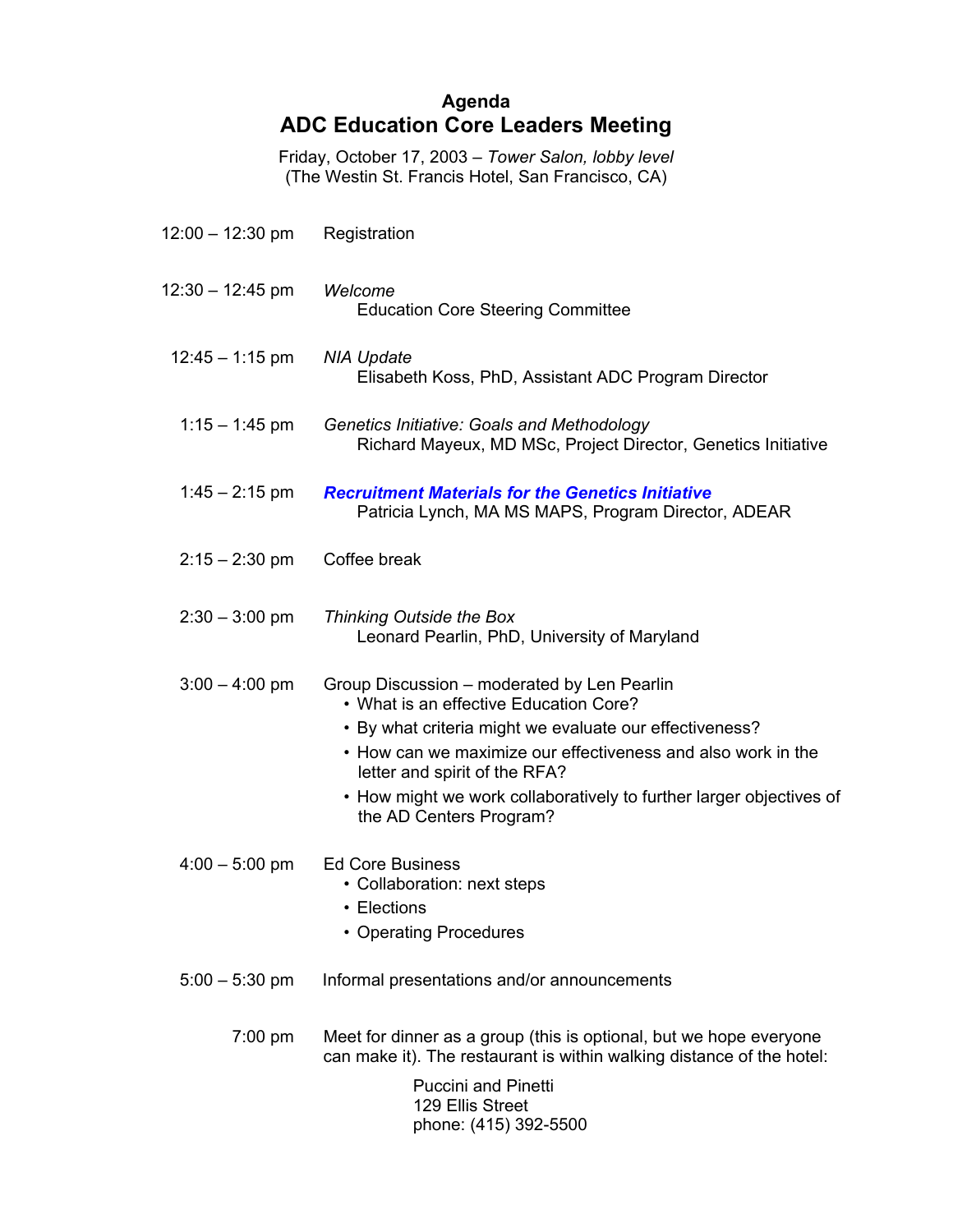# Agenda
## ADC Education Core Leaders Meeting

Friday, October 17, 2003 – *Tower Salon, lobby level*
(The Westin St. Francis Hotel, San Francisco, CA)

12:00 – 12:30 pm Registration

12:30 – 12:45 pm *Welcome*
Education Core Steering Committee

12:45 – 1:15 pm *NIA Update*
Elisabeth Koss, PhD, Assistant ADC Program Director

1:15 – 1:45 pm *Genetics Initiative: Goals and Methodology*
Richard Mayeux, MD MSc, Project Director, Genetics Initiative

1:45 – 2:15 pm ***Recruitment Materials for the Genetics Initiative***
Patricia Lynch, MA MS MAPS, Program Director, ADEAR

2:15 – 2:30 pm Coffee break

2:30 – 3:00 pm *Thinking Outside the Box*
Leonard Pearlin, PhD, University of Maryland

3:00 – 4:00 pm Group Discussion – moderated by Len Pearlin

- What is an effective Education Core?
- By what criteria might we evaluate our effectiveness?
- How can we maximize our effectiveness and also work in the letter and spirit of the RFA?
- How might we work collaboratively to further larger objectives of the AD Centers Program?

4:00 – 5:00 pm Ed Core Business

- Collaboration: next steps
- Elections
- Operating Procedures

5:00 – 5:30 pm Informal presentations and/or announcements

7:00 pm Meet for dinner as a group (this is optional, but we hope everyone can make it). The restaurant is within walking distance of the hotel:

Puccini and Pinetti
129 Ellis Street
phone: (415) 392-5500